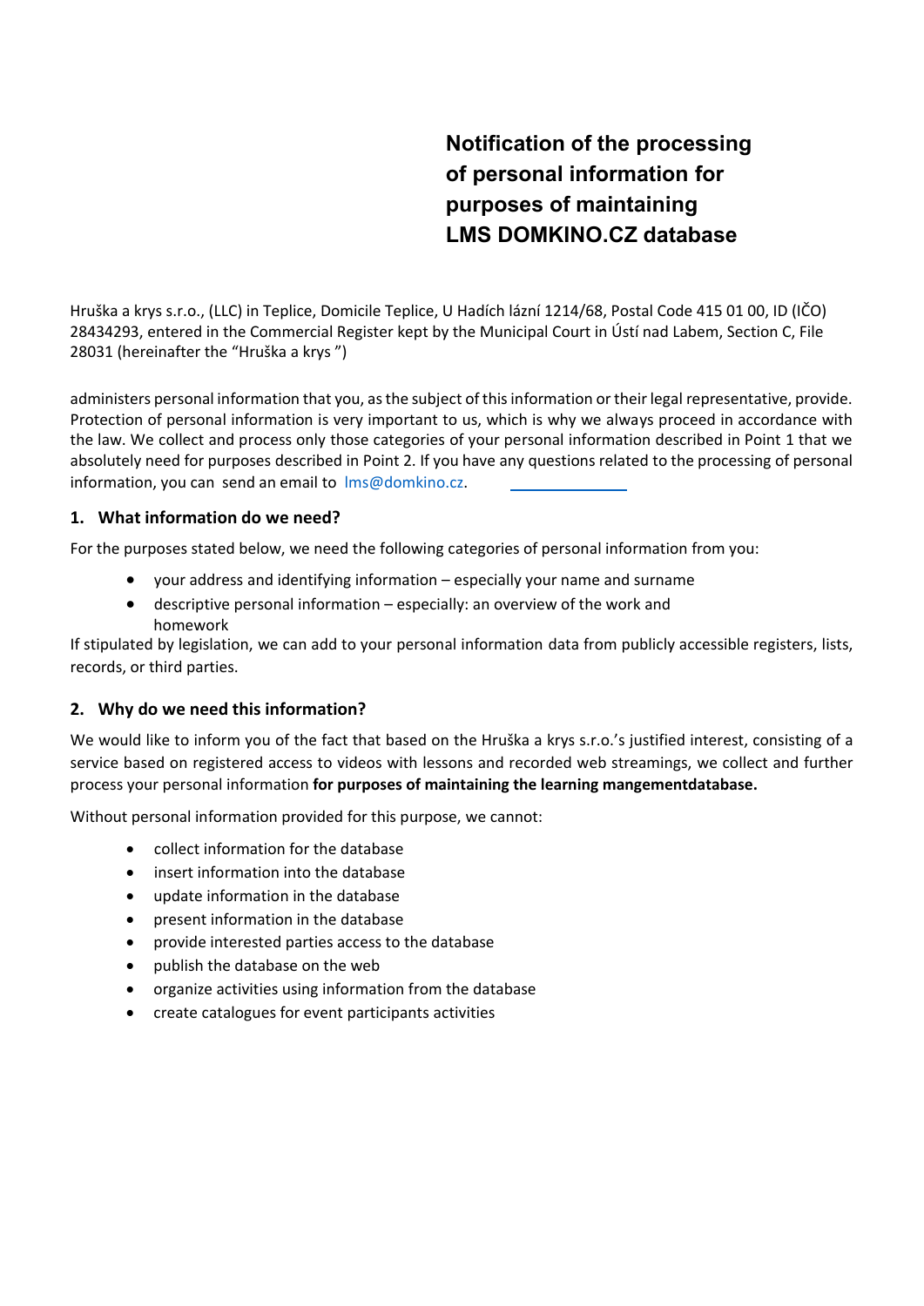# Notification of the processing of personal information for purposes of maintaining LMS DOMKINO.CZ database

Hruška a krys s.r.o., (LLC) in Teplice, Domicile Teplice, U Hadích lázní 1214/68, Postal Code 415 01 00, ID (IČO) 28434293, entered in the Commercial Register kept by the Municipal Court in Ústí nad Labem, Section C, File 28031 (hereinafter the "Hruška a krys ")

administers personal information that you, as the subject of this information or their legal representative, provide. Protection of personal information is very important to us, which is why we always proceed in accordance with the law. We collect and process only those categories of your personal information described in Point 1 that we absolutely need for purposes described in Point 2. If you have any questions related to the processing of personal information, you can send an email to lms@domkino.cz.

## 1. What information do we need?

For the purposes stated below, we need the following categories of personal information from you:

- your address and identifying information – especially your name and surname
- descriptive personal information – especially: an overview of the work and homework

If stipulated by legislation, we can add to your personal information data from publicly accessible registers, lists, records, or third parties.

## 2. Why do we need this information?

We would like to inform you of the fact that based on the Hruška a krys s.r.o.'s justified interest, consisting of a service based on registered access to videos with lessons and recorded web streamings, we collect and further process your personal information **for purposes of maintaining the learning mangementdatabase.**

Without personal information provided for this purpose, we cannot:

- collect information for the database
- insert information into the database
- update information in the database
- present information in the database
- provide interested parties access to the database
- publish the database on the web
- organize activities using information from the database
- create catalogues for event participants activities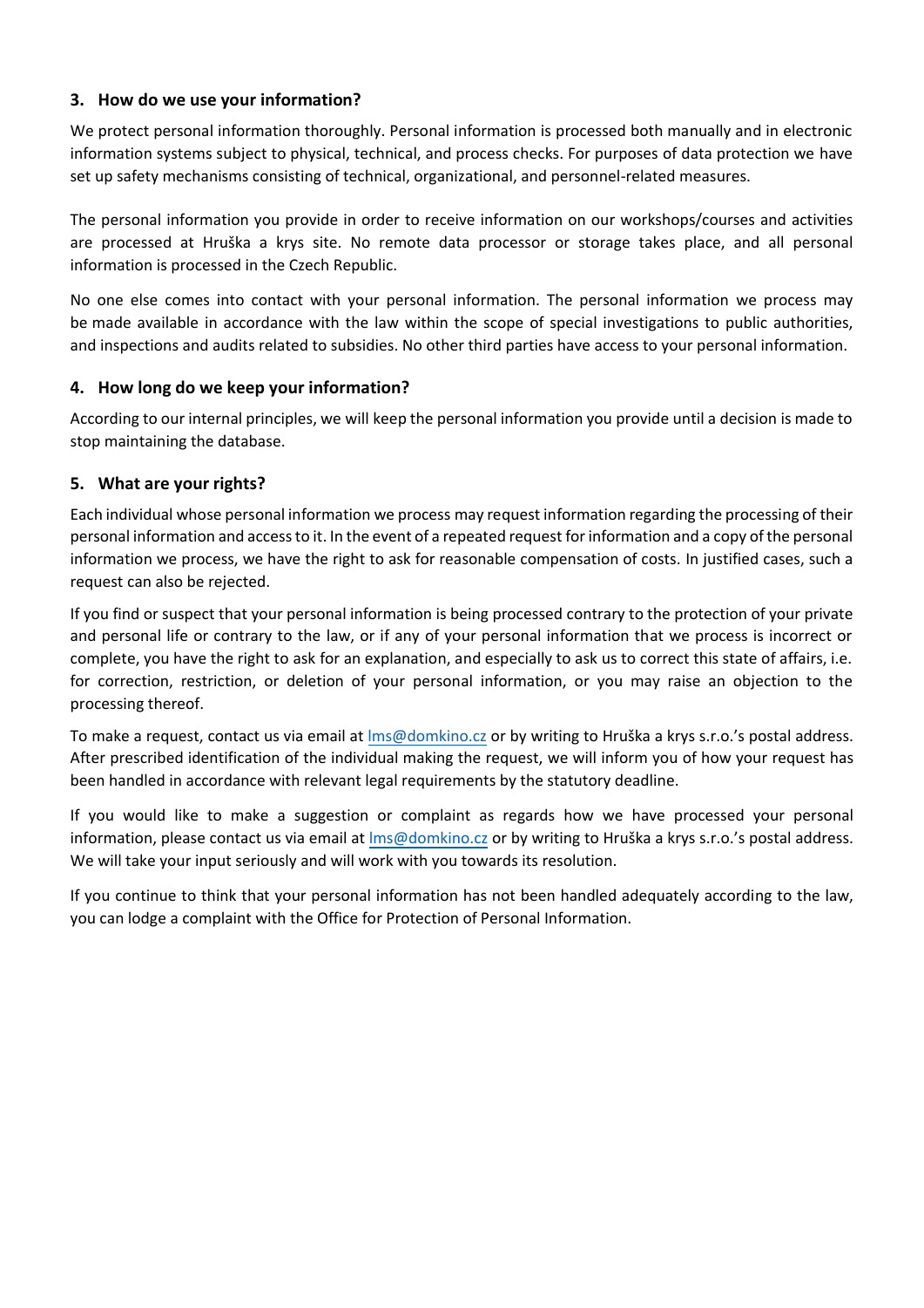## 3. How do we use your information?

We protect personal information thoroughly. Personal information is processed both manually and in electronic information systems subject to physical, technical, and process checks. For purposes of data protection we have set up safety mechanisms consisting of technical, organizational, and personnel-related measures.

The personal information you provide in order to receive information on our workshops/courses and activities are processed at Hruška a krys site. No remote data processor or storage takes place, and all personal information is processed in the Czech Republic.

No one else comes into contact with your personal information. The personal information we process may be made available in accordance with the law within the scope of special investigations to public authorities, and inspections and audits related to subsidies. No other third parties have access to your personal information.

## 4. How long do we keep your information?

According to our internal principles, we will keep the personal information you provide until a decision is made to stop maintaining the database.

## 5. What are your rights?

Each individual whose personal information we process may request information regarding the processing of their personal information and access to it. In the event of a repeated request for information and a copy of the personal information we process, we have the right to ask for reasonable compensation of costs. In justified cases, such a request can also be rejected.

If you find or suspect that your personal information is being processed contrary to the protection of your private and personal life or contrary to the law, or if any of your personal information that we process is incorrect or complete, you have the right to ask for an explanation, and especially to ask us to correct this state of affairs, i.e. for correction, restriction, or deletion of your personal information, or you may raise an objection to the processing thereof.

To make a request, contact us via email at lms@domkino.cz or by writing to Hruška a krys s.r.o.'s postal address. After prescribed identification of the individual making the request, we will inform you of how your request has been handled in accordance with relevant legal requirements by the statutory deadline.

If you would like to make a suggestion or complaint as regards how we have processed your personal information, please contact us via email at lms@domkino.cz or by writing to Hruška a krys s.r.o.'s postal address. We will take your input seriously and will work with you towards its resolution.

If you continue to think that your personal information has not been handled adequately according to the law, you can lodge a complaint with the Office for Protection of Personal Information.